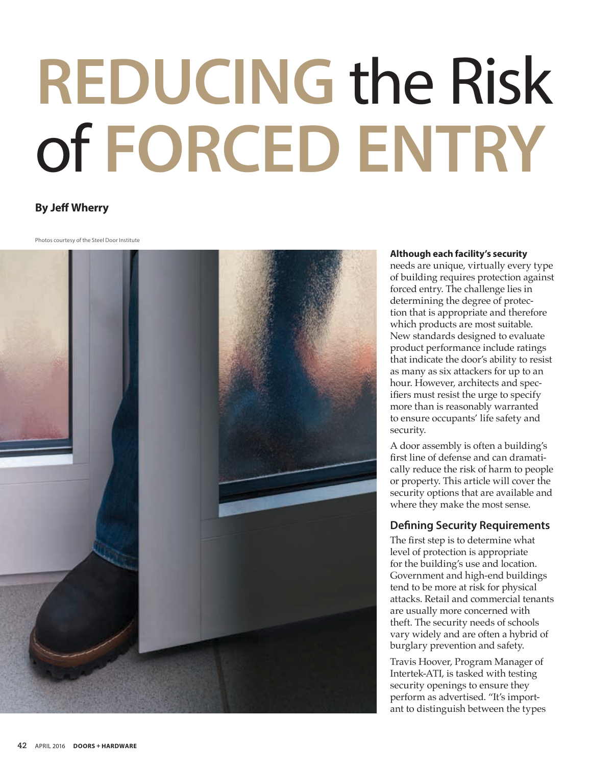# REDUCING the Risk of FORCED ENTRY

**By Jeff Wherry**

Photos courtesy of the Steel Door Institute

**Although each facility's security** needs are unique, virtually every type of building requires protection against forced entry. The challenge lies in determining the degree of protection that is appropriate and therefore which products are most suitable. New standards designed to evaluate product performance include ratings that indicate the door's ability to resist as many as six attackers for up to an hour. However, architects and specifiers must resist the urge to specify more than is reasonably warranted to ensure occupants' life safety and security.

A door assembly is often a building's first line of defense and can dramatically reduce the risk of harm to people or property. This article will cover the security options that are available and where they make the most sense.

## Defining Security Requirements

The first step is to determine what level of protection is appropriate for the building's use and location. Government and high-end buildings tend to be more at risk for physical attacks. Retail and commercial tenants are usually more concerned with theft. The security needs of schools vary widely and are often a hybrid of burglary prevention and safety.

Travis Hoover, Program Manager of Intertek-ATI, is tasked with testing security openings to ensure they perform as advertised. "It's important to distinguish between the types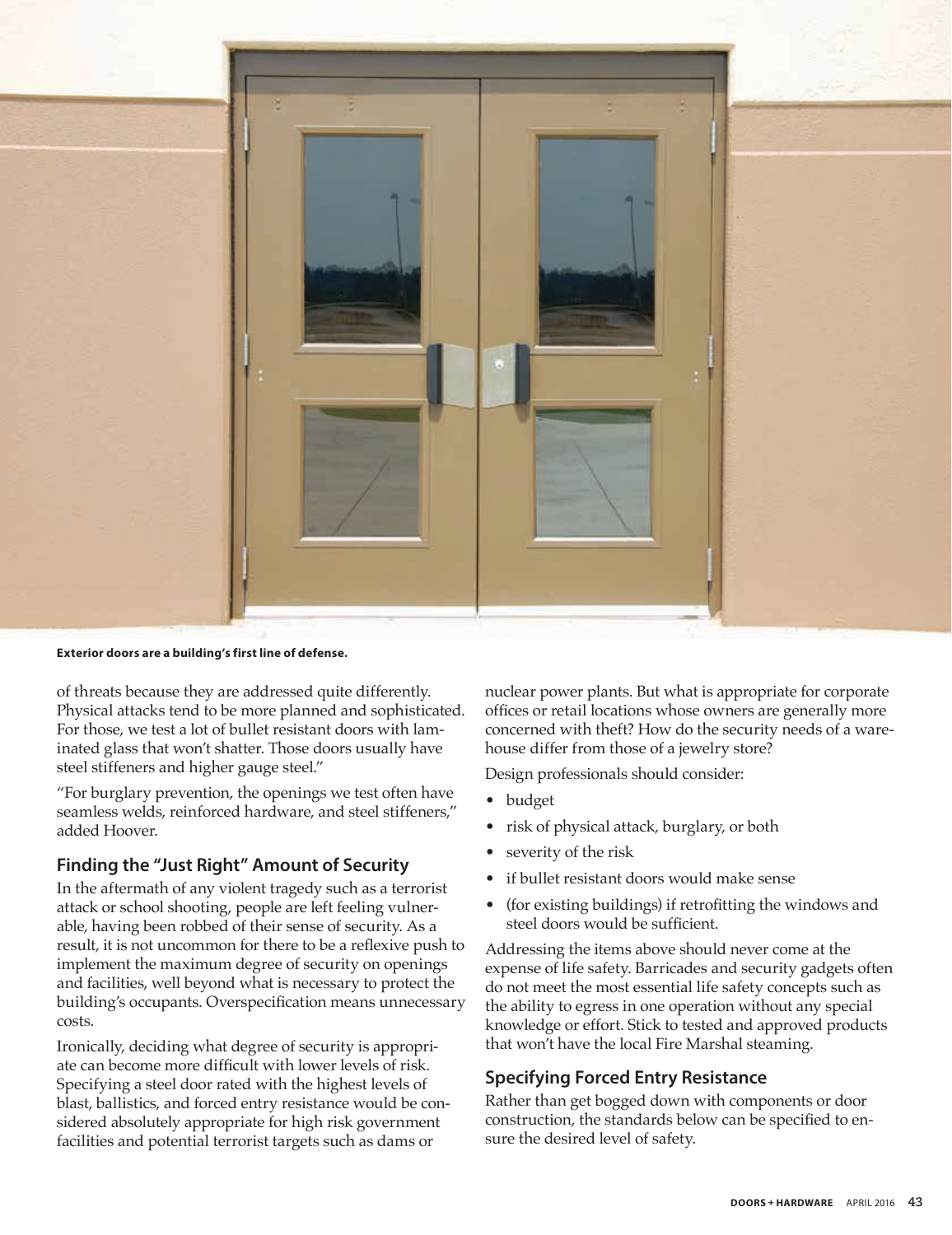Exterior doors are a building's first line of defense.

of threats because they are addressed quite differently. Physical attacks tend to be more planned and sophisticated. For those, we test a lot of bullet resistant doors with laminated glass that won't shatter. Those doors usually have steel stiffeners and higher gauge steel."

"For burglary prevention, the openings we test often have seamless welds, reinforced hardware, and steel stiffeners," added Hoover.

## Finding the "Just Right" Amount of Security

In the aftermath of any violent tragedy such as a terrorist attack or school shooting, people are left feeling vulnerable, having been robbed of their sense of security. As a result, it is not uncommon for there to be a reflexive push to implement the maximum degree of security on openings and facilities, well beyond what is necessary to protect the building's occupants. Overspecification means unnecessary costs.

Ironically, deciding what degree of security is appropriate can become more difficult with lower levels of risk. Specifying a steel door rated with the highest levels of blast, ballistics, and forced entry resistance would be considered absolutely appropriate for high risk government facilities and potential terrorist targets such as dams or nuclear power plants. But what is appropriate for corporate offices or retail locations whose owners are generally more concerned with theft? How do the security needs of a warehouse differ from those of a jewelry store?

Design professionals should consider:

- budget
- risk of physical attack, burglary, or both
- severity of the risk
- if bullet resistant doors would make sense
- (for existing buildings) if retrofitting the windows and steel doors would be sufficient.

Addressing the items above should never come at the expense of life safety. Barricades and security gadgets often do not meet the most essential life safety concepts such as the ability to egress in one operation without any special knowledge or effort. Stick to tested and approved products that won't have the local Fire Marshal steaming.

## Specifying Forced Entry Resistance

Rather than get bogged down with components or door construction, the standards below can be specified to ensure the desired level of safety.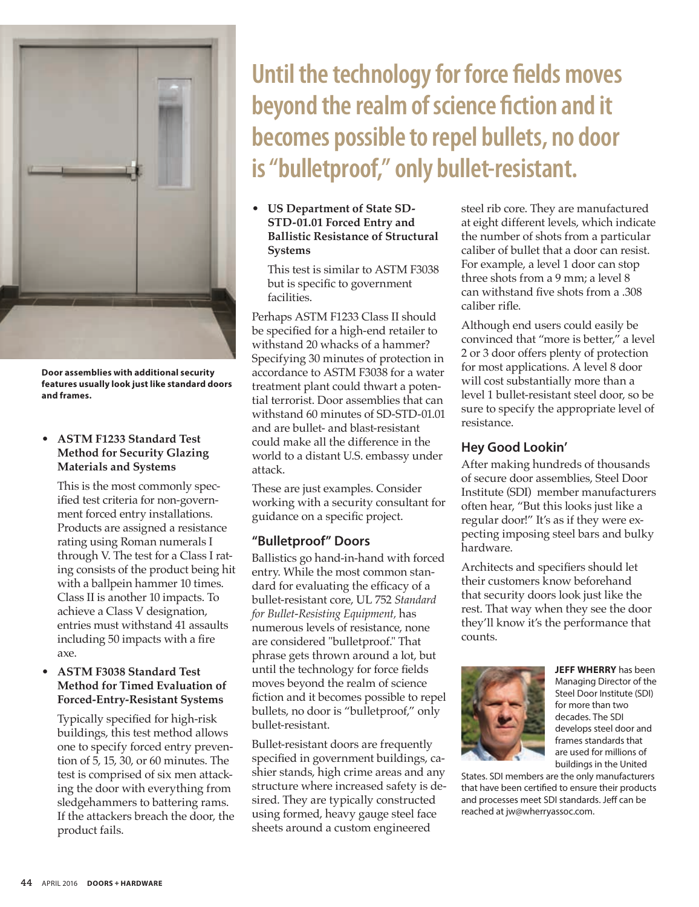Door assemblies with additional security features usually look just like standard doors and frames.

- **ASTM F1233 Standard Test Method for Security Glazing Materials and Systems**

  This is the most commonly specified test criteria for non-government forced entry installations. Products are assigned a resistance rating using Roman numerals I through V. The test for a Class I rating consists of the product being hit with a ballpein hammer 10 times. Class II is another 10 impacts. To achieve a Class V designation, entries must withstand 41 assaults including 50 impacts with a fire axe.

- **ASTM F3038 Standard Test Method for Timed Evaluation of Forced-Entry-Resistant Systems**

  Typically specified for high-risk buildings, this test method allows one to specify forced entry prevention of 5, 15, 30, or 60 minutes. The test is comprised of six men attacking the door with everything from sledgehammers to battering rams. If the attackers breach the door, the product fails.

**Until the technology for force fields moves beyond the realm of science fiction and it becomes possible to repel bullets, no door is "bulletproof," only bullet-resistant.**

- **US Department of State SD-STD-01.01 Forced Entry and Ballistic Resistance of Structural Systems**

  This test is similar to ASTM F3038 but is specific to government facilities.

Perhaps ASTM F1233 Class II should be specified for a high-end retailer to withstand 20 whacks of a hammer? Specifying 30 minutes of protection in accordance to ASTM F3038 for a water treatment plant could thwart a potential terrorist. Door assemblies that can withstand 60 minutes of SD-STD-01.01 and are bullet- and blast-resistant could make all the difference in the world to a distant U.S. embassy under attack.

These are just examples. Consider working with a security consultant for guidance on a specific project.

## "Bulletproof" Doors

Ballistics go hand-in-hand with forced entry. While the most common standard for evaluating the efficacy of a bullet-resistant core, UL 752 *Standard for Bullet-Resisting Equipment*, has numerous levels of resistance, none are considered "bulletproof." That phrase gets thrown around a lot, but until the technology for force fields moves beyond the realm of science fiction and it becomes possible to repel bullets, no door is "bulletproof," only bullet-resistant.

Bullet-resistant doors are frequently specified in government buildings, cashier stands, high crime areas and any structure where increased safety is desired. They are typically constructed using formed, heavy gauge steel face sheets around a custom engineered steel rib core. They are manufactured at eight different levels, which indicate the number of shots from a particular caliber of bullet that a door can resist. For example, a level 1 door can stop three shots from a 9 mm; a level 8 can withstand five shots from a .308 caliber rifle.

Although end users could easily be convinced that "more is better," a level 2 or 3 door offers plenty of protection for most applications. A level 8 door will cost substantially more than a level 1 bullet-resistant steel door, so be sure to specify the appropriate level of resistance.

## Hey Good Lookin'

After making hundreds of thousands of secure door assemblies, Steel Door Institute (SDI) member manufacturers often hear, "But this looks just like a regular door!" It's as if they were expecting imposing steel bars and bulky hardware.

Architects and specifiers should let their customers know beforehand that security doors look just like the rest. That way when they see the door they'll know it's the performance that counts.

**JEFF WHERRY** has been Managing Director of the Steel Door Institute (SDI) for more than two decades. The SDI develops steel door and frames standards that are used for millions of buildings in the United States. SDI members are the only manufacturers that have been certified to ensure their products and processes meet SDI standards. Jeff can be reached at jw@wherryassoc.com.